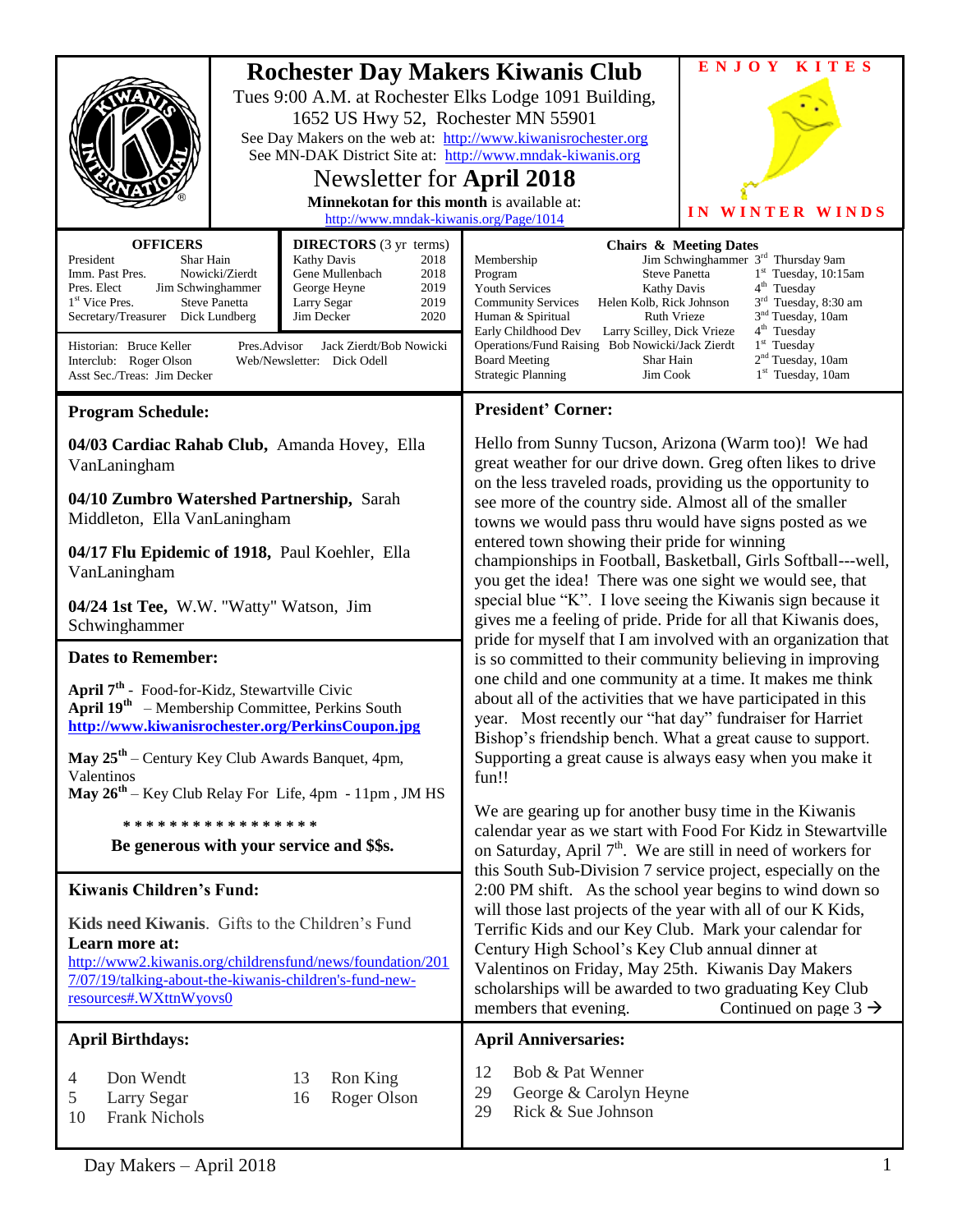# Rochester Day Makers Kiwanis Club

Tues 9:00 A.M. at Rochester Elks Lodge 1091 Building, 1652 US Hwy 52, Rochester MN 55901

See Day Makers on the web at: http://www.kiwanisrochester.org

See MN-DAK District Site at: http://www.mndak-kiwanis.org

## Newsletter for **April 2018**

**Minnekotan for this month** is available at: http://www.mndak-kiwanis.org/Page/1014

**ENJOY KITES IN WINTER WINDS**

| OFFICERS | |
|---|---|
| President | Shar Hain |
| Imm. Past Pres. | Nowicki/Zierdt |
| Pres. Elect | Jim Schwinghammer |
| 1st Vice Pres. | Steve Panetta |
| Secretary/Treasurer | Dick Lundberg |

| DIRECTORS (3 yr terms) | |
|---|---|
| Kathy Davis | 2018 |
| Gene Mullenbach | 2018 |
| George Heyne | 2019 |
| Larry Segar | 2019 |
| Jim Decker | 2020 |

Historian: Bruce Keller — Pres.Advisor: Jack Zierdt/Bob Nowicki
Interclub: Roger Olson — Web/Newsletter: Dick Odell
Asst Sec./Treas: Jim Decker

| Chairs & Meeting Dates | | |
|---|---|---|
| Membership | Jim Schwinghammer | 3rd Thursday 9am |
| Program | Steve Panetta | 1st Tuesday, 10:15am |
| Youth Services | Kathy Davis | 4th Tuesday |
| Community Services | Helen Kolb, Rick Johnson | 3rd Tuesday, 8:30 am |
| Human & Spiritual | Ruth Vrieze | 3nd Tuesday, 10am |
| Early Childhood Dev | Larry Scilley, Dick Vrieze | 4th Tuesday |
| Operations/Fund Raising | Bob Nowicki/Jack Zierdt | 1st Tuesday |
| Board Meeting | Shar Hain | 2nd Tuesday, 10am |
| Strategic Planning | Jim Cook | 1st Tuesday, 10am |

## Program Schedule:

**04/03 Cardiac Rahab Club,** Amanda Hovey, Ella VanLaningham

**04/10 Zumbro Watershed Partnership,** Sarah Middleton, Ella VanLaningham

**04/17 Flu Epidemic of 1918,** Paul Koehler, Ella VanLaningham

**04/24 1st Tee,** W.W. "Watty" Watson, Jim Schwinghammer

## Dates to Remember:

**April 7th** - Food-for-Kidz, Stewartville Civic
**April 19th** – Membership Committee, Perkins South
**http://www.kiwanisrochester.org/PerkinsCoupon.jpg**

**May 25th** – Century Key Club Awards Banquet, 4pm, Valentinos
**May 26th** – Key Club Relay For Life, 4pm - 11pm , JM HS

\*\*\*\*\*\*\*\*\*\*\*\*\*\*\*\*\*

**Be generous with your service and $$s.**

## Kiwanis Children's Fund:

**Kids need Kiwanis**. Gifts to the Children's Fund
**Learn more at:**
http://www2.kiwanis.org/childrensfund/news/foundation/2017/07/19/talking-about-the-kiwanis-children's-fund-new-resources#.WXttnWyovs0

## President' Corner:

Hello from Sunny Tucson, Arizona (Warm too)! We had great weather for our drive down. Greg often likes to drive on the less traveled roads, providing us the opportunity to see more of the country side. Almost all of the smaller towns we would pass thru would have signs posted as we entered town showing their pride for winning championships in Football, Basketball, Girls Softball---well, you get the idea! There was one sight we would see, that special blue "K". I love seeing the Kiwanis sign because it gives me a feeling of pride. Pride for all that Kiwanis does, pride for myself that I am involved with an organization that is so committed to their community believing in improving one child and one community at a time. It makes me think about all of the activities that we have participated in this year. Most recently our "hat day" fundraiser for Harriet Bishop's friendship bench. What a great cause to support. Supporting a great cause is always easy when you make it fun!!

We are gearing up for another busy time in the Kiwanis calendar year as we start with Food For Kidz in Stewartville on Saturday, April 7th. We are still in need of workers for this South Sub-Division 7 service project, especially on the 2:00 PM shift. As the school year begins to wind down so will those last projects of the year with all of our K Kids, Terrific Kids and our Key Club. Mark your calendar for Century High School's Key Club annual dinner at Valentinos on Friday, May 25th. Kiwanis Day Makers scholarships will be awarded to two graduating Key Club members that evening. Continued on page 3 →

## April Birthdays:

| | |
|---|---|
| 4 | Don Wendt |
| 5 | Larry Segar |
| 10 | Frank Nichols |
| 13 | Ron King |
| 16 | Roger Olson |

## April Anniversaries:

| | |
|---|---|
| 12 | Bob & Pat Wenner |
| 29 | George & Carolyn Heyne |
| 29 | Rick & Sue Johnson |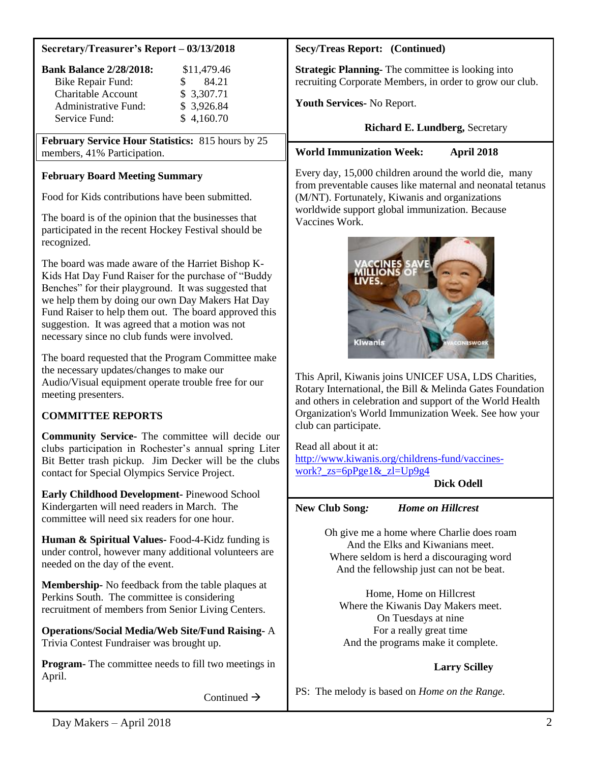**Secretary/Treasurer's Report – 03/13/2018**

| **Bank Balance 2/28/2018:** | $11,479.46 |
|---|---|
| Bike Repair Fund: | $ 84.21 |
| Charitable Account | $ 3,307.71 |
| Administrative Fund: | $ 3,926.84 |
| Service Fund: | $ 4,160.70 |

**February Service Hour Statistics:** 815 hours by 25 members, 41% Participation.

**February Board Meeting Summary**

Food for Kids contributions have been submitted.

The board is of the opinion that the businesses that participated in the recent Hockey Festival should be recognized.

The board was made aware of the Harriet Bishop K-Kids Hat Day Fund Raiser for the purchase of "Buddy Benches" for their playground. It was suggested that we help them by doing our own Day Makers Hat Day Fund Raiser to help them out. The board approved this suggestion. It was agreed that a motion was not necessary since no club funds were involved.

The board requested that the Program Committee make the necessary updates/changes to make our Audio/Visual equipment operate trouble free for our meeting presenters.

**COMMITTEE REPORTS**

**Community Service-** The committee will decide our clubs participation in Rochester's annual spring Liter Bit Better trash pickup. Jim Decker will be the clubs contact for Special Olympics Service Project.

**Early Childhood Development-** Pinewood School Kindergarten will need readers in March. The committee will need six readers for one hour.

**Human & Spiritual Values-** Food-4-Kidz funding is under control, however many additional volunteers are needed on the day of the event.

**Membership-** No feedback from the table plaques at Perkins South. The committee is considering recruitment of members from Senior Living Centers.

**Operations/Social Media/Web Site/Fund Raising-** A Trivia Contest Fundraiser was brought up.

**Program-** The committee needs to fill two meetings in April.

Continued →

**Secy/Treas Report: (Continued)**

**Strategic Planning-** The committee is looking into recruiting Corporate Members, in order to grow our club.

**Youth Services-** No Report.

**Richard E. Lundberg,** Secretary

**World Immunization Week: April 2018**

Every day, 15,000 children around the world die, many from preventable causes like maternal and neonatal tetanus (M/NT). Fortunately, Kiwanis and organizations worldwide support global immunization. Because Vaccines Work.

This April, Kiwanis joins UNICEF USA, LDS Charities, Rotary International, the Bill & Melinda Gates Foundation and others in celebration and support of the World Health Organization's World Immunization Week. See how your club can participate.

Read all about it at:
http://www.kiwanis.org/childrens-fund/vaccines-work?_zs=6pPge1&_zl=Up9g4

**Dick Odell**

**New Club Song:** ***Home on Hillcrest***

Oh give me a home where Charlie does roam
And the Elks and Kiwanians meet.
Where seldom is herd a discouraging word
And the fellowship just can not be beat.

Home, Home on Hillcrest
Where the Kiwanis Day Makers meet.
On Tuesdays at nine
For a really great time
And the programs make it complete.

**Larry Scilley**

PS: The melody is based on *Home on the Range.*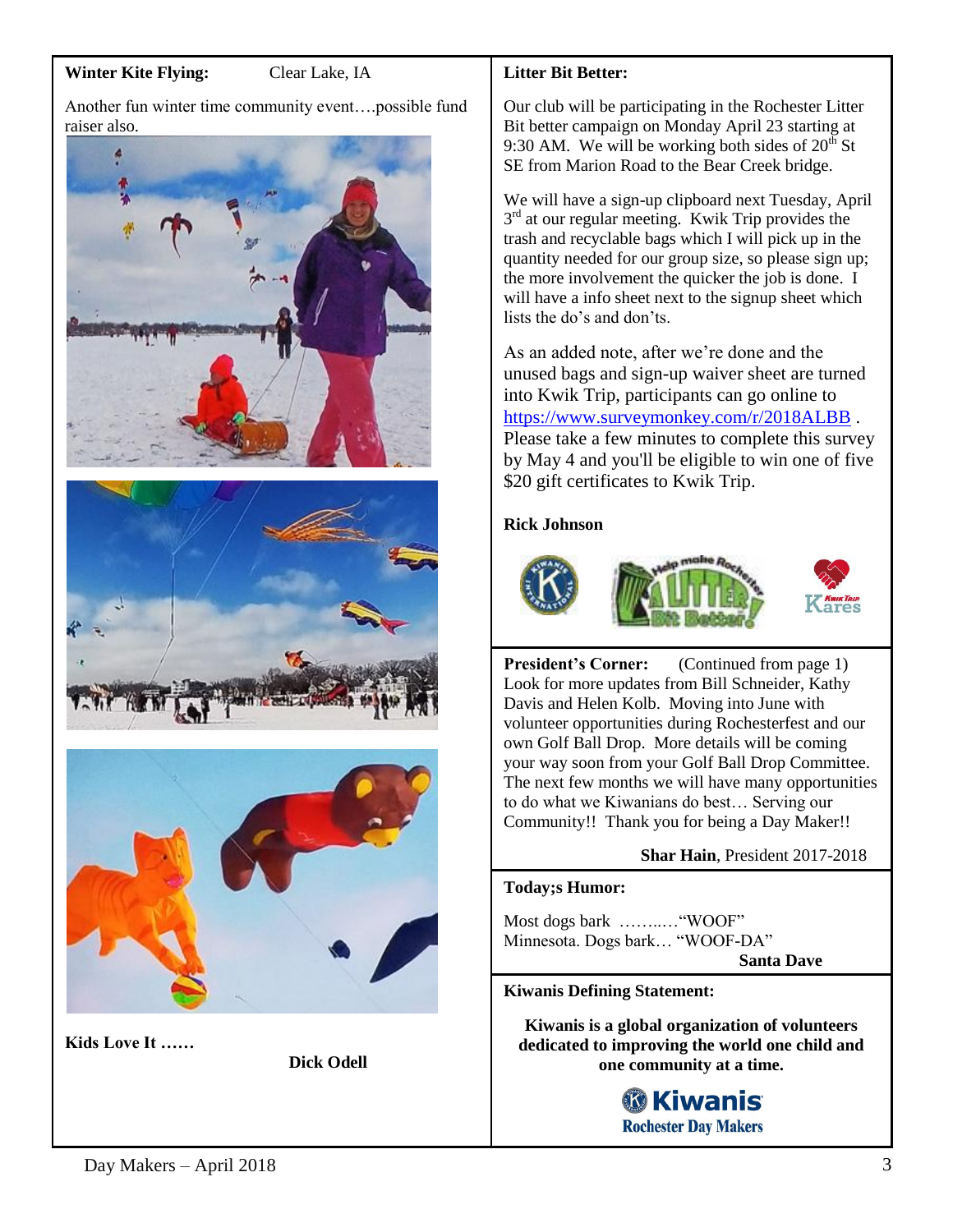**Winter Kite Flying:** Clear Lake, IA

Another fun winter time community event….possible fund raiser also.

**Kids Love It ……**

**Dick Odell**

**Litter Bit Better:**

Our club will be participating in the Rochester Litter Bit better campaign on Monday April 23 starting at 9:30 AM. We will be working both sides of 20th St SE from Marion Road to the Bear Creek bridge.

We will have a sign-up clipboard next Tuesday, April 3rd at our regular meeting. Kwik Trip provides the trash and recyclable bags which I will pick up in the quantity needed for our group size, so please sign up; the more involvement the quicker the job is done. I will have a info sheet next to the signup sheet which lists the do's and don'ts.

As an added note, after we're done and the unused bags and sign-up waiver sheet are turned into Kwik Trip, participants can go online to https://www.surveymonkey.com/r/2018ALBB . Please take a few minutes to complete this survey by May 4 and you'll be eligible to win one of five $20 gift certificates to Kwik Trip.

**Rick Johnson**

**President's Corner:** (Continued from page 1)
Look for more updates from Bill Schneider, Kathy Davis and Helen Kolb. Moving into June with volunteer opportunities during Rochesterfest and our own Golf Ball Drop. More details will be coming your way soon from your Golf Ball Drop Committee. The next few months we will have many opportunities to do what we Kiwanians do best… Serving our Community!! Thank you for being a Day Maker!!

**Shar Hain**, President 2017-2018

**Today;s Humor:**

Most dogs bark ……..…"WOOF"
Minnesota. Dogs bark… "WOOF-DA"

**Santa Dave**

**Kiwanis Defining Statement:**

**Kiwanis is a global organization of volunteers dedicated to improving the world one child and one community at a time.**

Kiwanis
Rochester Day Makers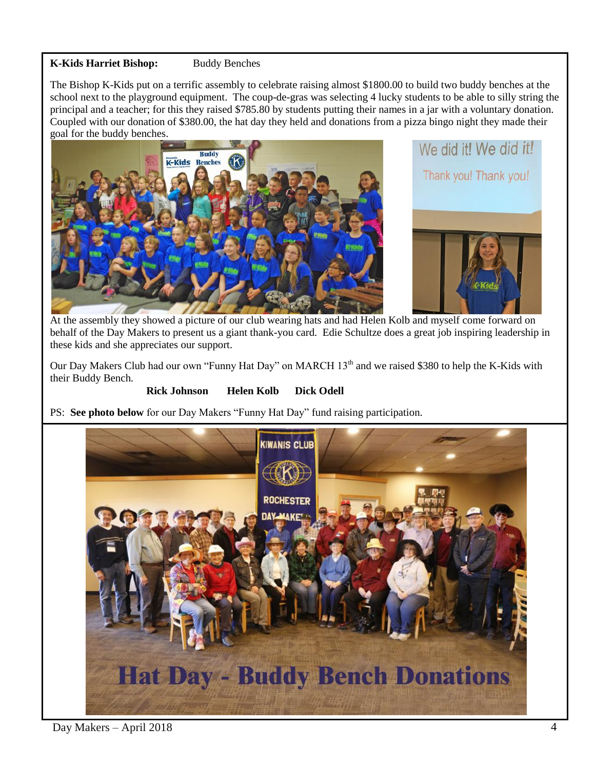**K-Kids Harriet Bishop:** Buddy Benches

The Bishop K-Kids put on a terrific assembly to celebrate raising almost $1800.00 to build two buddy benches at the school next to the playground equipment. The coup-de-gras was selecting 4 lucky students to be able to silly string the principal and a teacher; for this they raised $785.80 by students putting their names in a jar with a voluntary donation. Coupled with our donation of $380.00, the hat day they held and donations from a pizza bingo night they made their goal for the buddy benches.

At the assembly they showed a picture of our club wearing hats and had Helen Kolb and myself come forward on behalf of the Day Makers to present us a giant thank-you card. Edie Schultze does a great job inspiring leadership in these kids and she appreciates our support.

Our Day Makers Club had our own "Funny Hat Day" on MARCH 13th and we raised $380 to help the K-Kids with their Buddy Bench.

**Rick Johnson Helen Kolb Dick Odell**

PS: **See photo below** for our Day Makers "Funny Hat Day" fund raising participation.

Hat Day - Buddy Bench Donations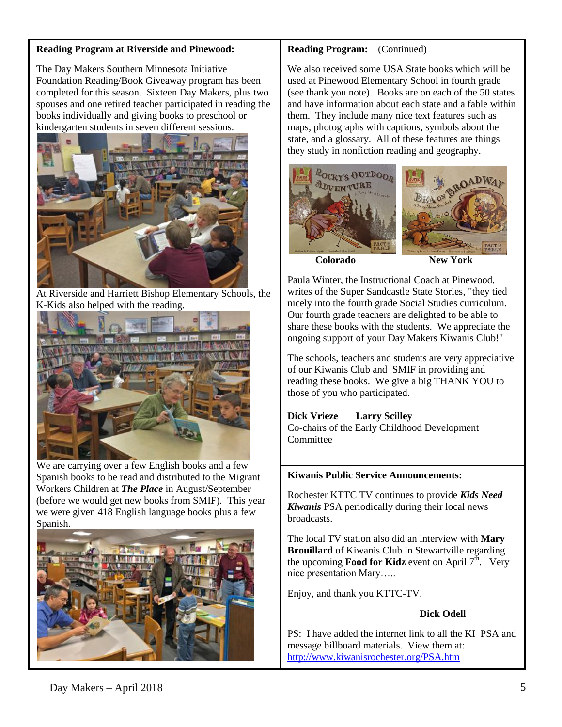**Reading Program at Riverside and Pinewood:**

The Day Makers Southern Minnesota Initiative Foundation Reading/Book Giveaway program has been completed for this season. Sixteen Day Makers, plus two spouses and one retired teacher participated in reading the books individually and giving books to preschool or kindergarten students in seven different sessions.

At Riverside and Harriett Bishop Elementary Schools, the K-Kids also helped with the reading.

We are carrying over a few English books and a few Spanish books to be read and distributed to the Migrant Workers Children at ***The Place*** in August/September (before we would get new books from SMIF). This year we were given 418 English language books plus a few Spanish.

**Reading Program:** (Continued)

We also received some USA State books which will be used at Pinewood Elementary School in fourth grade (see thank you note). Books are on each of the 50 states and have information about each state and a fable within them. They include many nice text features such as maps, photographs with captions, symbols about the state, and a glossary. All of these features are things they study in nonfiction reading and geography.

**Colorado** **New York**

Paula Winter, the Instructional Coach at Pinewood, writes of the Super Sandcastle State Stories, "they tied nicely into the fourth grade Social Studies curriculum. Our fourth grade teachers are delighted to be able to share these books with the students. We appreciate the ongoing support of your Day Makers Kiwanis Club!"

The schools, teachers and students are very appreciative of our Kiwanis Club and SMIF in providing and reading these books. We give a big THANK YOU to those of you who participated.

**Dick Vrieze** **Larry Scilley**
Co-chairs of the Early Childhood Development Committee

**Kiwanis Public Service Announcements:**

Rochester KTTC TV continues to provide ***Kids Need Kiwanis*** PSA periodically during their local news broadcasts.

The local TV station also did an interview with **Mary Brouillard** of Kiwanis Club in Stewartville regarding the upcoming **Food for Kidz** event on April 7th. Very nice presentation Mary…..

Enjoy, and thank you KTTC-TV.

**Dick Odell**

PS: I have added the internet link to all the KI PSA and message billboard materials. View them at: http://www.kiwanisrochester.org/PSA.htm